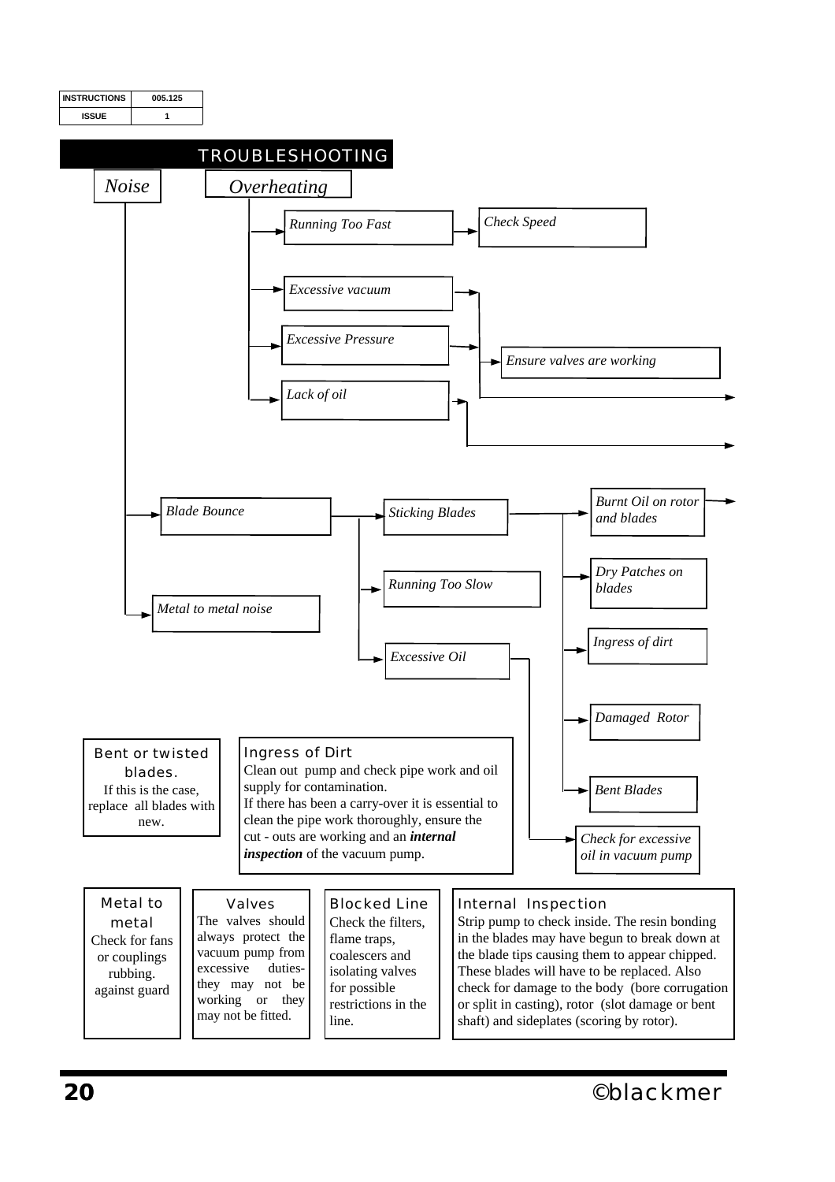| INSTRUCTIONS | 005.125 |
| --- | --- |
| ISSUE | 1 |

# TROUBLESHOOTING

*Noise*

*Overheating*

- *Running Too Fast* → *Check Speed*
- *Excessive vacuum* → *Ensure valves are working*
- *Excessive Pressure* → *Ensure valves are working*
- *Lack of oil*

*Noise*

- *Blade Bounce*
  - *Sticking Blades*
    - *Burnt Oil on rotor and blades*
    - *Dry Patches on blades*
    - *Ingress of dirt*
    - *Damaged Rotor*
    - *Bent Blades*
  - *Running Too Slow*
  - *Excessive Oil* → *Check for excessive oil in vacuum pump*
- *Metal to metal noise*

**Bent or twisted blades.**
If this is the case, replace all blades with new.

**Ingress of Dirt**
Clean out pump and check pipe work and oil supply for contamination.
If there has been a carry-over it is essential to clean the pipe work thoroughly, ensure the cut - outs are working and an ***internal inspection*** of the vacuum pump.

**Metal to metal**
Check for fans or couplings rubbing. against guard

**Valves**
The valves should always protect the vacuum pump from excessive duties- they may not be working or they may not be fitted.

**Blocked Line**
Check the filters, flame traps, coalescers and isolating valves for possible restrictions in the line.

**Internal Inspection**
Strip pump to check inside. The resin bonding in the blades may have begun to break down at the blade tips causing them to appear chipped. These blades will have to be replaced. Also check for damage to the body (bore corrugation or split in casting), rotor (slot damage or bent shaft) and sideplates (scoring by rotor).

©blackmer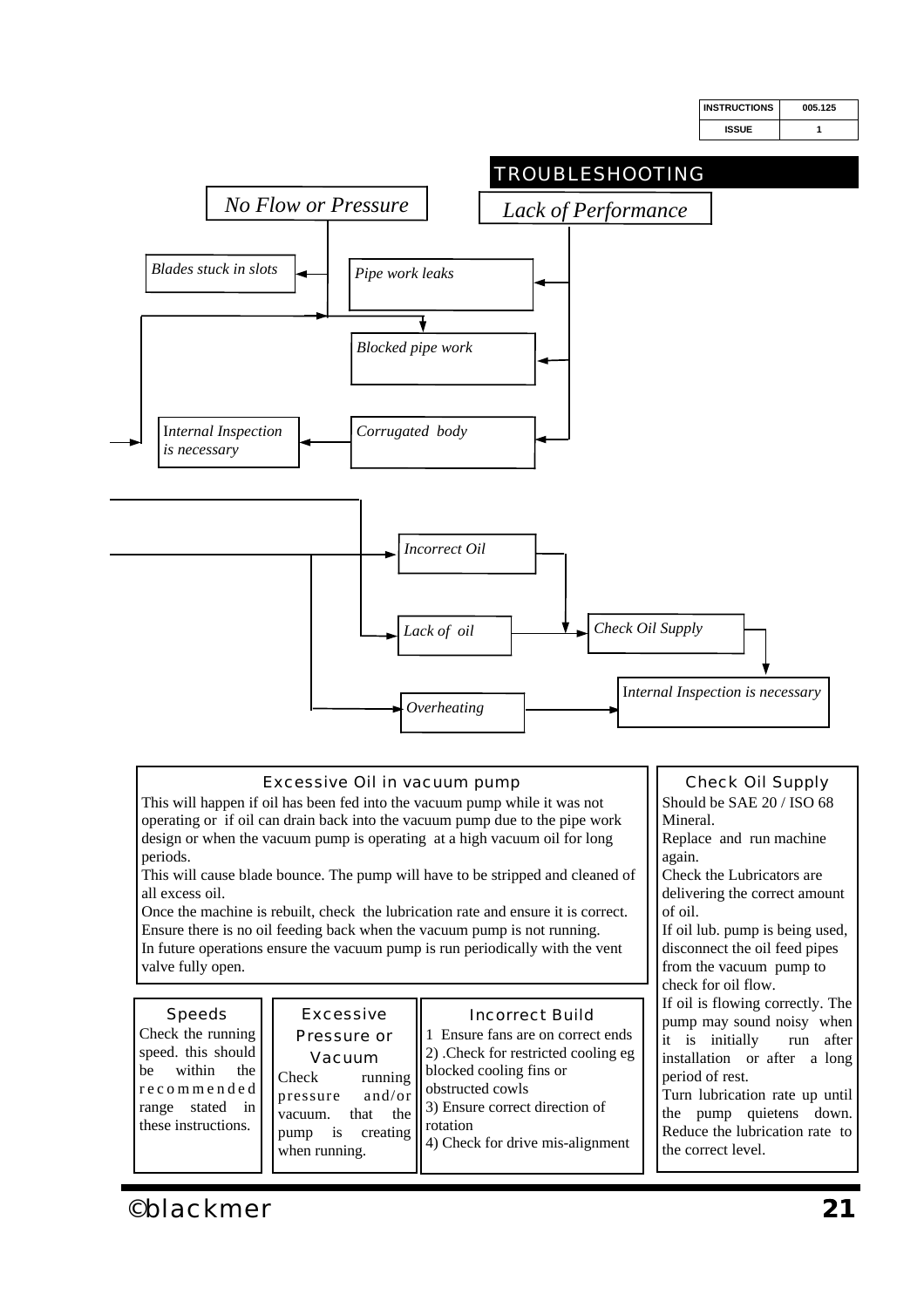| INSTRUCTIONS | 005.125 |
| --- | --- |
| ISSUE | 1 |

## TROUBLESHOOTING

*No Flow or Pressure*

*Lack of Performance*

*Blades stuck in slots*

*Pipe work leaks*

*Blocked pipe work*

I*nternal Inspection is necessary*

*Corrugated body*

*Incorrect Oil*

*Lack of oil*

*Check Oil Supply*

I*nternal Inspection is necessary*

*Overheating*

### Excessive Oil in vacuum pump

This will happen if oil has been fed into the vacuum pump while it was not operating or if oil can drain back into the vacuum pump due to the pipe work design or when the vacuum pump is operating at a high vacuum oil for long periods.

This will cause blade bounce. The pump will have to be stripped and cleaned of all excess oil.

Once the machine is rebuilt, check the lubrication rate and ensure it is correct.

Ensure there is no oil feeding back when the vacuum pump is not running.

In future operations ensure the vacuum pump is run periodically with the vent valve fully open.

### Check Oil Supply

Should be SAE 20 / ISO 68 Mineral.

Replace and run machine again.

Check the Lubricators are delivering the correct amount of oil.

If oil lub. pump is being used, disconnect the oil feed pipes from the vacuum pump to check for oil flow.

If oil is flowing correctly. The pump may sound noisy when it is initially run after installation or after a long period of rest.

Turn lubrication rate up until the pump quietens down. Reduce the lubrication rate to the correct level.

### Speeds

Check the running speed. this should be within the recommended range stated in these instructions.

### Excessive Pressure or Vacuum

Check running pressure and/or vacuum. that the pump is creating when running.

### Incorrect Build

1 Ensure fans are on correct ends

2) .Check for restricted cooling eg blocked cooling fins or obstructed cowls

3) Ensure correct direction of rotation

4) Check for drive mis-alignment

©blackmer